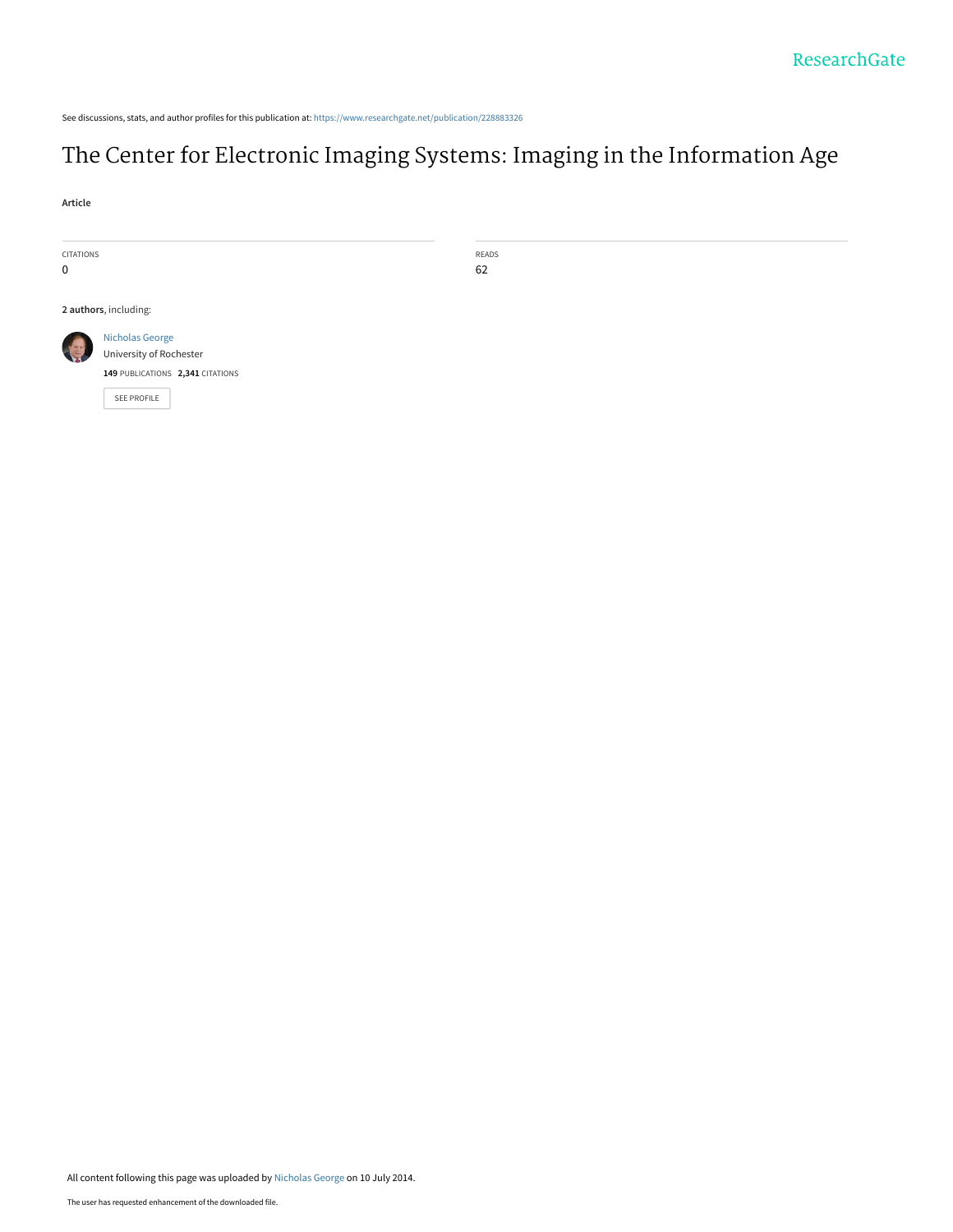See discussions, stats, and author profiles for this publication at: https://www.researchgate.net/publication/228883326

# The Center for Electronic Imaging Systems: Imaging in the Information Age

**Article**

CITATIONS
0

READS
62

**2 authors**, including:

Nicholas George
University of Rochester
**149** PUBLICATIONS **2,341** CITATIONS

SEE PROFILE

All content following this page was uploaded by Nicholas George on 10 July 2014.

The user has requested enhancement of the downloaded file.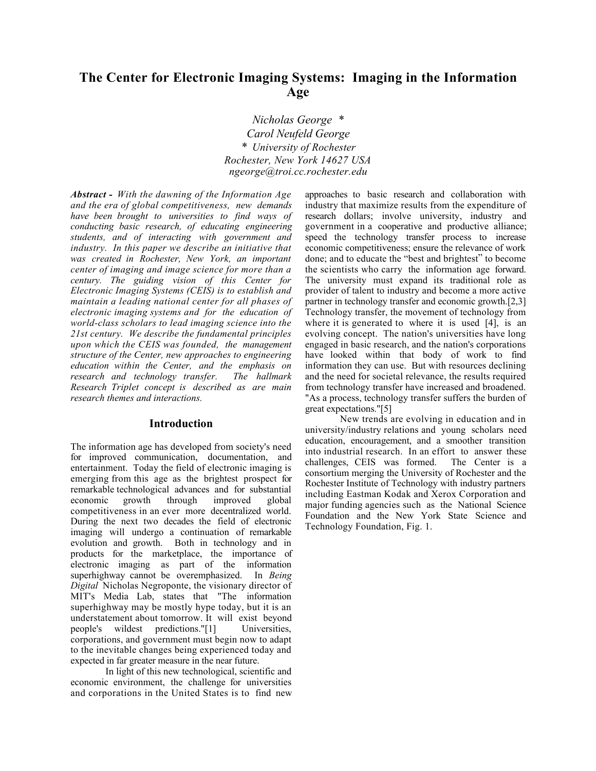# The Center for Electronic Imaging Systems: Imaging in the Information Age

*Nicholas George \**
*Carol Neufeld George*
\* *University of Rochester*
*Rochester, New York 14627 USA*
*ngeorge@troi.cc.rochester.edu*

***Abstract -*** *With the dawning of the Information Age and the era of global competitiveness, new demands have been brought to universities to find ways of conducting basic research, of educating engineering students, and of interacting with government and industry. In this paper we describe an initiative that was created in Rochester, New York, an important center of imaging and image science for more than a century. The guiding vision of this Center for Electronic Imaging Systems (CEIS) is to establish and maintain a leading national center for all phases of electronic imaging systems and for the education of world-class scholars to lead imaging science into the 21st century. We describe the fundamental principles upon which the CEIS was founded, the management structure of the Center, new approaches to engineering education within the Center, and the emphasis on research and technology transfer. The hallmark Research Triplet concept is described as are main research themes and interactions.*

## Introduction

The information age has developed from society's need for improved communication, documentation, and entertainment. Today the field of electronic imaging is emerging from this age as the brightest prospect for remarkable technological advances and for substantial economic growth through improved global competitiveness in an ever more decentralized world. During the next two decades the field of electronic imaging will undergo a continuation of remarkable evolution and growth. Both in technology and in products for the marketplace, the importance of electronic imaging as part of the information superhighway cannot be overemphasized. In *Being Digital* Nicholas Negroponte, the visionary director of MIT's Media Lab, states that "The information superhighway may be mostly hype today, but it is an understatement about tomorrow. It will exist beyond people's wildest predictions."[1] Universities, corporations, and government must begin now to adapt to the inevitable changes being experienced today and expected in far greater measure in the near future.

In light of this new technological, scientific and economic environment, the challenge for universities and corporations in the United States is to find new approaches to basic research and collaboration with industry that maximize results from the expenditure of research dollars; involve university, industry and government in a cooperative and productive alliance; speed the technology transfer process to increase economic competitiveness; ensure the relevance of work done; and to educate the "best and brightest" to become the scientists who carry the information age forward. The university must expand its traditional role as provider of talent to industry and become a more active partner in technology transfer and economic growth.[2,3] Technology transfer, the movement of technology from where it is generated to where it is used [4], is an evolving concept. The nation's universities have long engaged in basic research, and the nation's corporations have looked within that body of work to find information they can use. But with resources declining and the need for societal relevance, the results required from technology transfer have increased and broadened. "As a process, technology transfer suffers the burden of great expectations."[5]

New trends are evolving in education and in university/industry relations and young scholars need education, encouragement, and a smoother transition into industrial research. In an effort to answer these challenges, CEIS was formed. The Center is a consortium merging the University of Rochester and the Rochester Institute of Technology with industry partners including Eastman Kodak and Xerox Corporation and major funding agencies such as the National Science Foundation and the New York State Science and Technology Foundation, Fig. 1.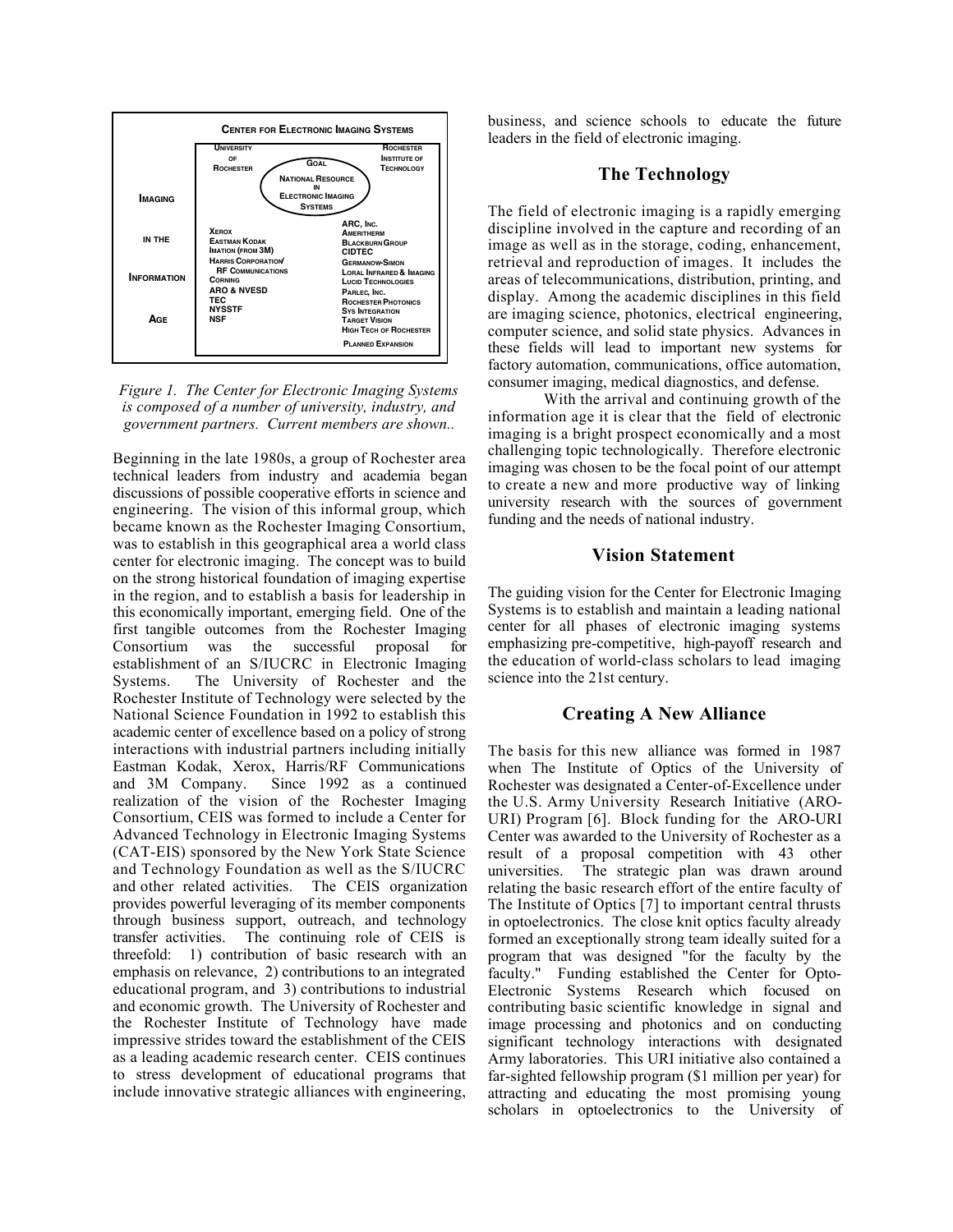**CENTER FOR ELECTRONIC IMAGING SYSTEMS**

| | UNIVERSITY OF ROCHESTER | GOAL: NATIONAL RESOURCE IN ELECTRONIC IMAGING SYSTEMS | ROCHESTER INSTITUTE OF TECHNOLOGY |
|---|---|---|---|
| IMAGING IN THE INFORMATION AGE | XEROX<br>EASTMAN KODAK<br>IMATION (FROM 3M)<br>HARRIS CORPORATION/ RF COMMUNICATIONS<br>CORNING<br>ARO & NVESD<br>TEC<br>NYSSTF<br>NSF | | ARC, INC.<br>AMERITHERM<br>BLACKBURN GROUP<br>CIDTEC<br>GERMANOW-SIMON<br>LORAL INFRARED & IMAGING<br>LUCID TECHNOLOGIES<br>PARLEC, INC.<br>ROCHESTER PHOTONICS<br>SYS INTEGRATION<br>TARGET VISION<br>HIGH TECH OF ROCHESTER<br>PLANNED EXPANSION |

*Figure 1. The Center for Electronic Imaging Systems is composed of a number of university, industry, and government partners. Current members are shown..*

Beginning in the late 1980s, a group of Rochester area technical leaders from industry and academia began discussions of possible cooperative efforts in science and engineering. The vision of this informal group, which became known as the Rochester Imaging Consortium, was to establish in this geographical area a world class center for electronic imaging. The concept was to build on the strong historical foundation of imaging expertise in the region, and to establish a basis for leadership in this economically important, emerging field. One of the first tangible outcomes from the Rochester Imaging Consortium was the successful proposal for establishment of an S/IUCRC in Electronic Imaging Systems. The University of Rochester and the Rochester Institute of Technology were selected by the National Science Foundation in 1992 to establish this academic center of excellence based on a policy of strong interactions with industrial partners including initially Eastman Kodak, Xerox, Harris/RF Communications and 3M Company. Since 1992 as a continued realization of the vision of the Rochester Imaging Consortium, CEIS was formed to include a Center for Advanced Technology in Electronic Imaging Systems (CAT-EIS) sponsored by the New York State Science and Technology Foundation as well as the S/IUCRC and other related activities. The CEIS organization provides powerful leveraging of its member components through business support, outreach, and technology transfer activities. The continuing role of CEIS is threefold: 1) contribution of basic research with an emphasis on relevance, 2) contributions to an integrated educational program, and 3) contributions to industrial and economic growth. The University of Rochester and the Rochester Institute of Technology have made impressive strides toward the establishment of the CEIS as a leading academic research center. CEIS continues to stress development of educational programs that include innovative strategic alliances with engineering, business, and science schools to educate the future leaders in the field of electronic imaging.

## The Technology

The field of electronic imaging is a rapidly emerging discipline involved in the capture and recording of an image as well as in the storage, coding, enhancement, retrieval and reproduction of images. It includes the areas of telecommunications, distribution, printing, and display. Among the academic disciplines in this field are imaging science, photonics, electrical engineering, computer science, and solid state physics. Advances in these fields will lead to important new systems for factory automation, communications, office automation, consumer imaging, medical diagnostics, and defense.

With the arrival and continuing growth of the information age it is clear that the field of electronic imaging is a bright prospect economically and a most challenging topic technologically. Therefore electronic imaging was chosen to be the focal point of our attempt to create a new and more productive way of linking university research with the sources of government funding and the needs of national industry.

## Vision Statement

The guiding vision for the Center for Electronic Imaging Systems is to establish and maintain a leading national center for all phases of electronic imaging systems emphasizing pre-competitive, high-payoff research and the education of world-class scholars to lead imaging science into the 21st century.

## Creating A New Alliance

The basis for this new alliance was formed in 1987 when The Institute of Optics of the University of Rochester was designated a Center-of-Excellence under the U.S. Army University Research Initiative (ARO-URI) Program [6]. Block funding for the ARO-URI Center was awarded to the University of Rochester as a result of a proposal competition with 43 other universities. The strategic plan was drawn around relating the basic research effort of the entire faculty of The Institute of Optics [7] to important central thrusts in optoelectronics. The close knit optics faculty already formed an exceptionally strong team ideally suited for a program that was designed "for the faculty by the faculty." Funding established the Center for Opto-Electronic Systems Research which focused on contributing basic scientific knowledge in signal and image processing and photonics and on conducting significant technology interactions with designated Army laboratories. This URI initiative also contained a far-sighted fellowship program ($1 million per year) for attracting and educating the most promising young scholars in optoelectronics to the University of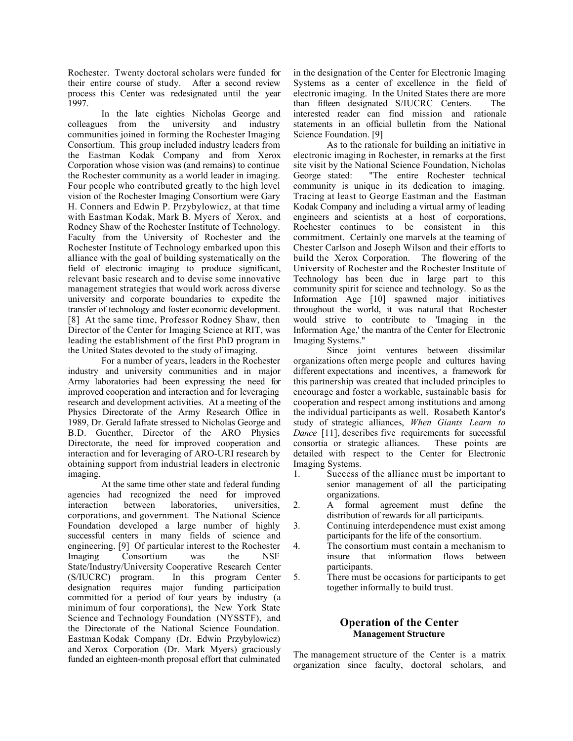Rochester. Twenty doctoral scholars were funded for their entire course of study. After a second review process this Center was redesignated until the year 1997.

In the late eighties Nicholas George and colleagues from the university and industry communities joined in forming the Rochester Imaging Consortium. This group included industry leaders from the Eastman Kodak Company and from Xerox Corporation whose vision was (and remains) to continue the Rochester community as a world leader in imaging. Four people who contributed greatly to the high level vision of the Rochester Imaging Consortium were Gary H. Conners and Edwin P. Przybylowicz, at that time with Eastman Kodak, Mark B. Myers of Xerox, and Rodney Shaw of the Rochester Institute of Technology. Faculty from the University of Rochester and the Rochester Institute of Technology embarked upon this alliance with the goal of building systematically on the field of electronic imaging to produce significant, relevant basic research and to devise some innovative management strategies that would work across diverse university and corporate boundaries to expedite the transfer of technology and foster economic development. [8] At the same time, Professor Rodney Shaw, then Director of the Center for Imaging Science at RIT, was leading the establishment of the first PhD program in the United States devoted to the study of imaging.

For a number of years, leaders in the Rochester industry and university communities and in major Army laboratories had been expressing the need for improved cooperation and interaction and for leveraging research and development activities. At a meeting of the Physics Directorate of the Army Research Office in 1989, Dr. Gerald Iafrate stressed to Nicholas George and B.D. Guenther, Director of the ARO Physics Directorate, the need for improved cooperation and interaction and for leveraging of ARO-URI research by obtaining support from industrial leaders in electronic imaging.

At the same time other state and federal funding agencies had recognized the need for improved interaction between laboratories, universities, corporations, and government. The National Science Foundation developed a large number of highly successful centers in many fields of science and engineering. [9] Of particular interest to the Rochester Imaging Consortium was the NSF State/Industry/University Cooperative Research Center (S/IUCRC) program. In this program Center designation requires major funding participation committed for a period of four years by industry (a minimum of four corporations), the New York State Science and Technology Foundation (NYSSTF), and the Directorate of the National Science Foundation. Eastman Kodak Company (Dr. Edwin Przybylowicz) and Xerox Corporation (Dr. Mark Myers) graciously funded an eighteen-month proposal effort that culminated in the designation of the Center for Electronic Imaging Systems as a center of excellence in the field of electronic imaging. In the United States there are more than fifteen designated S/IUCRC Centers. The interested reader can find mission and rationale statements in an official bulletin from the National Science Foundation. [9]

As to the rationale for building an initiative in electronic imaging in Rochester, in remarks at the first site visit by the National Science Foundation, Nicholas George stated: "The entire Rochester technical community is unique in its dedication to imaging. Tracing at least to George Eastman and the Eastman Kodak Company and including a virtual army of leading engineers and scientists at a host of corporations, Rochester continues to be consistent in this commitment. Certainly one marvels at the teaming of Chester Carlson and Joseph Wilson and their efforts to build the Xerox Corporation. The flowering of the University of Rochester and the Rochester Institute of Technology has been due in large part to this community spirit for science and technology. So as the Information Age [10] spawned major initiatives throughout the world, it was natural that Rochester would strive to contribute to 'Imaging in the Information Age,' the mantra of the Center for Electronic Imaging Systems."

Since joint ventures between dissimilar organizations often merge people and cultures having different expectations and incentives, a framework for this partnership was created that included principles to encourage and foster a workable, sustainable basis for cooperation and respect among institutions and among the individual participants as well. Rosabeth Kantor's study of strategic alliances, *When Giants Learn to Dance* [11], describes five requirements for successful consortia or strategic alliances. These points are detailed with respect to the Center for Electronic Imaging Systems.

1. Success of the alliance must be important to senior management of all the participating organizations.
2. A formal agreement must define the distribution of rewards for all participants.
3. Continuing interdependence must exist among participants for the life of the consortium.
4. The consortium must contain a mechanism to insure that information flows between participants.
5. There must be occasions for participants to get together informally to build trust.

## Operation of the Center

### Management Structure

The management structure of the Center is a matrix organization since faculty, doctoral scholars, and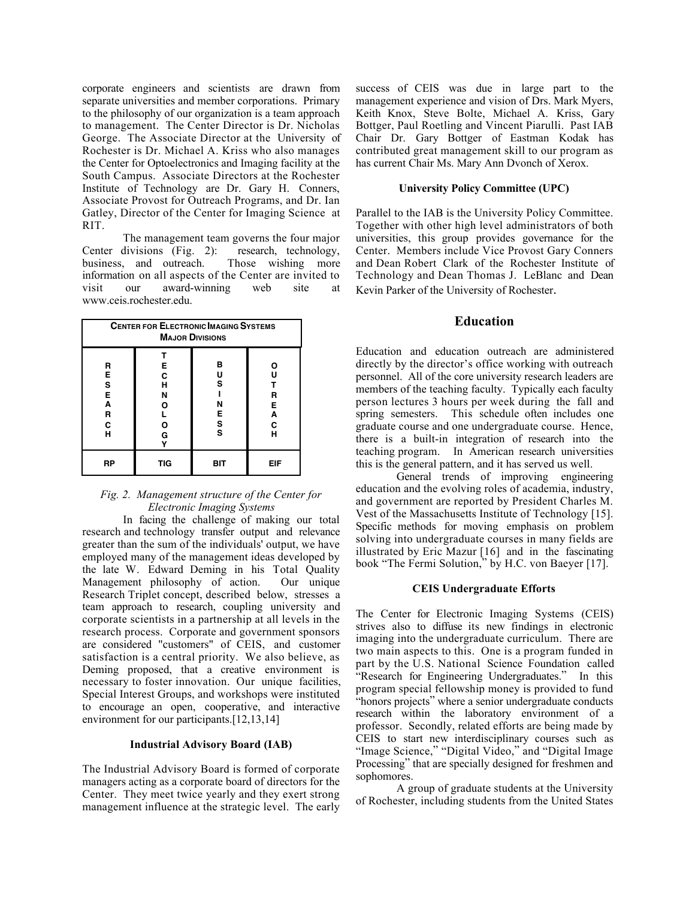corporate engineers and scientists are drawn from separate universities and member corporations. Primary to the philosophy of our organization is a team approach to management. The Center Director is Dr. Nicholas George. The Associate Director at the University of Rochester is Dr. Michael A. Kriss who also manages the Center for Optoelectronics and Imaging facility at the South Campus. Associate Directors at the Rochester Institute of Technology are Dr. Gary H. Conners, Associate Provost for Outreach Programs, and Dr. Ian Gatley, Director of the Center for Imaging Science at RIT.

The management team governs the four major Center divisions (Fig. 2): research, technology, business, and outreach. Those wishing more information on all aspects of the Center are invited to visit our award-winning web site at www.ceis.rochester.edu.

| **CENTER FOR ELECTRONIC IMAGING SYSTEMS MAJOR DIVISIONS** | | | |
|---|---|---|---|
| **RESEARCH** | **TECHNOLOGY** | **BUSINESS** | **OUTREACH** |
| **RP** | **TIG** | **BIT** | **EIF** |

*Fig. 2. Management structure of the Center for Electronic Imaging Systems*

In facing the challenge of making our total research and technology transfer output and relevance greater than the sum of the individuals' output, we have employed many of the management ideas developed by the late W. Edward Deming in his Total Quality Management philosophy of action. Our unique Research Triplet concept, described below, stresses a team approach to research, coupling university and corporate scientists in a partnership at all levels in the research process. Corporate and government sponsors are considered "customers" of CEIS, and customer satisfaction is a central priority. We also believe, as Deming proposed, that a creative environment is necessary to foster innovation. Our unique facilities, Special Interest Groups, and workshops were instituted to encourage an open, cooperative, and interactive environment for our participants.[12,13,14]

#### Industrial Advisory Board (IAB)

The Industrial Advisory Board is formed of corporate managers acting as a corporate board of directors for the Center. They meet twice yearly and they exert strong management influence at the strategic level. The early success of CEIS was due in large part to the management experience and vision of Drs. Mark Myers, Keith Knox, Steve Bolte, Michael A. Kriss, Gary Bottger, Paul Roetling and Vincent Piarulli. Past IAB Chair Dr. Gary Bottger of Eastman Kodak has contributed great management skill to our program as has current Chair Ms. Mary Ann Dvonch of Xerox.

#### University Policy Committee (UPC)

Parallel to the IAB is the University Policy Committee. Together with other high level administrators of both universities, this group provides governance for the Center. Members include Vice Provost Gary Conners and Dean Robert Clark of the Rochester Institute of Technology and Dean Thomas J. LeBlanc and Dean Kevin Parker of the University of Rochester.

## Education

Education and education outreach are administered directly by the director's office working with outreach personnel. All of the core university research leaders are members of the teaching faculty. Typically each faculty person lectures 3 hours per week during the fall and spring semesters. This schedule often includes one graduate course and one undergraduate course. Hence, there is a built-in integration of research into the teaching program. In American research universities this is the general pattern, and it has served us well.

General trends of improving engineering education and the evolving roles of academia, industry, and government are reported by President Charles M. Vest of the Massachusetts Institute of Technology [15]. Specific methods for moving emphasis on problem solving into undergraduate courses in many fields are illustrated by Eric Mazur [16] and in the fascinating book "The Fermi Solution," by H.C. von Baeyer [17].

#### CEIS Undergraduate Efforts

The Center for Electronic Imaging Systems (CEIS) strives also to diffuse its new findings in electronic imaging into the undergraduate curriculum. There are two main aspects to this. One is a program funded in part by the U.S. National Science Foundation called "Research for Engineering Undergraduates." In this program special fellowship money is provided to fund "honors projects" where a senior undergraduate conducts research within the laboratory environment of a professor. Secondly, related efforts are being made by CEIS to start new interdisciplinary courses such as "Image Science," "Digital Video," and "Digital Image Processing" that are specially designed for freshmen and sophomores.

A group of graduate students at the University of Rochester, including students from the United States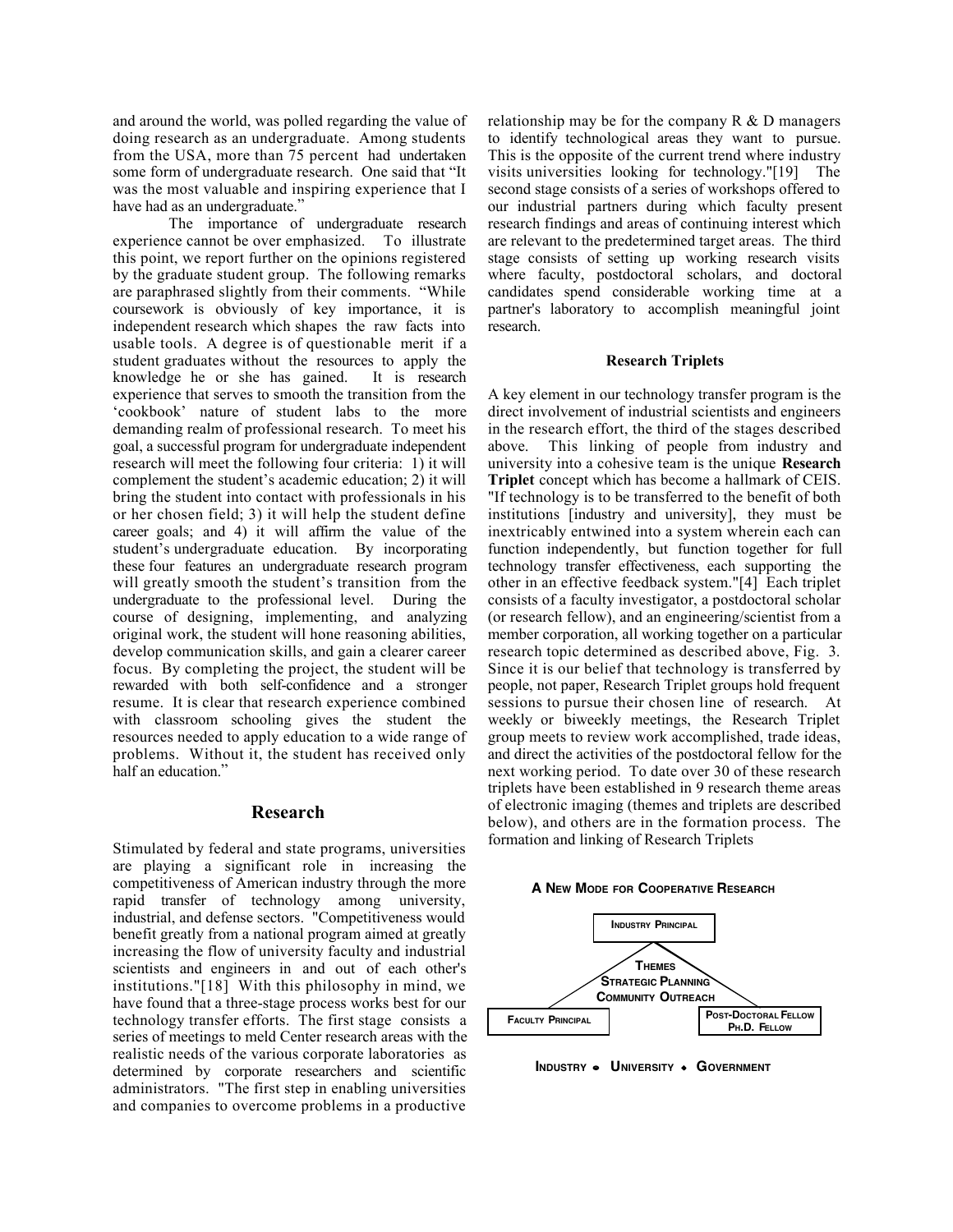and around the world, was polled regarding the value of doing research as an undergraduate. Among students from the USA, more than 75 percent had undertaken some form of undergraduate research. One said that "It was the most valuable and inspiring experience that I have had as an undergraduate."

The importance of undergraduate research experience cannot be over emphasized. To illustrate this point, we report further on the opinions registered by the graduate student group. The following remarks are paraphrased slightly from their comments. "While coursework is obviously of key importance, it is independent research which shapes the raw facts into usable tools. A degree is of questionable merit if a student graduates without the resources to apply the knowledge he or she has gained. It is research experience that serves to smooth the transition from the 'cookbook' nature of student labs to the more demanding realm of professional research. To meet his goal, a successful program for undergraduate independent research will meet the following four criteria: 1) it will complement the student's academic education; 2) it will bring the student into contact with professionals in his or her chosen field; 3) it will help the student define career goals; and 4) it will affirm the value of the student's undergraduate education. By incorporating these four features an undergraduate research program will greatly smooth the student's transition from the undergraduate to the professional level. During the course of designing, implementing, and analyzing original work, the student will hone reasoning abilities, develop communication skills, and gain a clearer career focus. By completing the project, the student will be rewarded with both self-confidence and a stronger resume. It is clear that research experience combined with classroom schooling gives the student the resources needed to apply education to a wide range of problems. Without it, the student has received only half an education."

## Research

Stimulated by federal and state programs, universities are playing a significant role in increasing the competitiveness of American industry through the more rapid transfer of technology among university, industrial, and defense sectors. "Competitiveness would benefit greatly from a national program aimed at greatly increasing the flow of university faculty and industrial scientists and engineers in and out of each other's institutions."[18] With this philosophy in mind, we have found that a three-stage process works best for our technology transfer efforts. The first stage consists a series of meetings to meld Center research areas with the realistic needs of the various corporate laboratories as determined by corporate researchers and scientific administrators. "The first step in enabling universities and companies to overcome problems in a productive relationship may be for the company R & D managers to identify technological areas they want to pursue. This is the opposite of the current trend where industry visits universities looking for technology."[19] The second stage consists of a series of workshops offered to our industrial partners during which faculty present research findings and areas of continuing interest which are relevant to the predetermined target areas. The third stage consists of setting up working research visits where faculty, postdoctoral scholars, and doctoral candidates spend considerable working time at a partner's laboratory to accomplish meaningful joint research.

### Research Triplets

A key element in our technology transfer program is the direct involvement of industrial scientists and engineers in the research effort, the third of the stages described above. This linking of people from industry and university into a cohesive team is the unique **Research Triplet** concept which has become a hallmark of CEIS. "If technology is to be transferred to the benefit of both institutions [industry and university], they must be inextricably entwined into a system wherein each can function independently, but function together for full technology transfer effectiveness, each supporting the other in an effective feedback system."[4] Each triplet consists of a faculty investigator, a postdoctoral scholar (or research fellow), and an engineering/scientist from a member corporation, all working together on a particular research topic determined as described above, Fig. 3. Since it is our belief that technology is transferred by people, not paper, Research Triplet groups hold frequent sessions to pursue their chosen line of research. At weekly or biweekly meetings, the Research Triplet group meets to review work accomplished, trade ideas, and direct the activities of the postdoctoral fellow for the next working period. To date over 30 of these research triplets have been established in 9 research theme areas of electronic imaging (themes and triplets are described below), and others are in the formation process. The formation and linking of Research Triplets

**A New Mode for Cooperative Research**

Industry Principal

Themes
Strategic Planning
Community Outreach

Faculty Principal

Post-Doctoral Fellow
Ph.D. Fellow

Industry • University • Government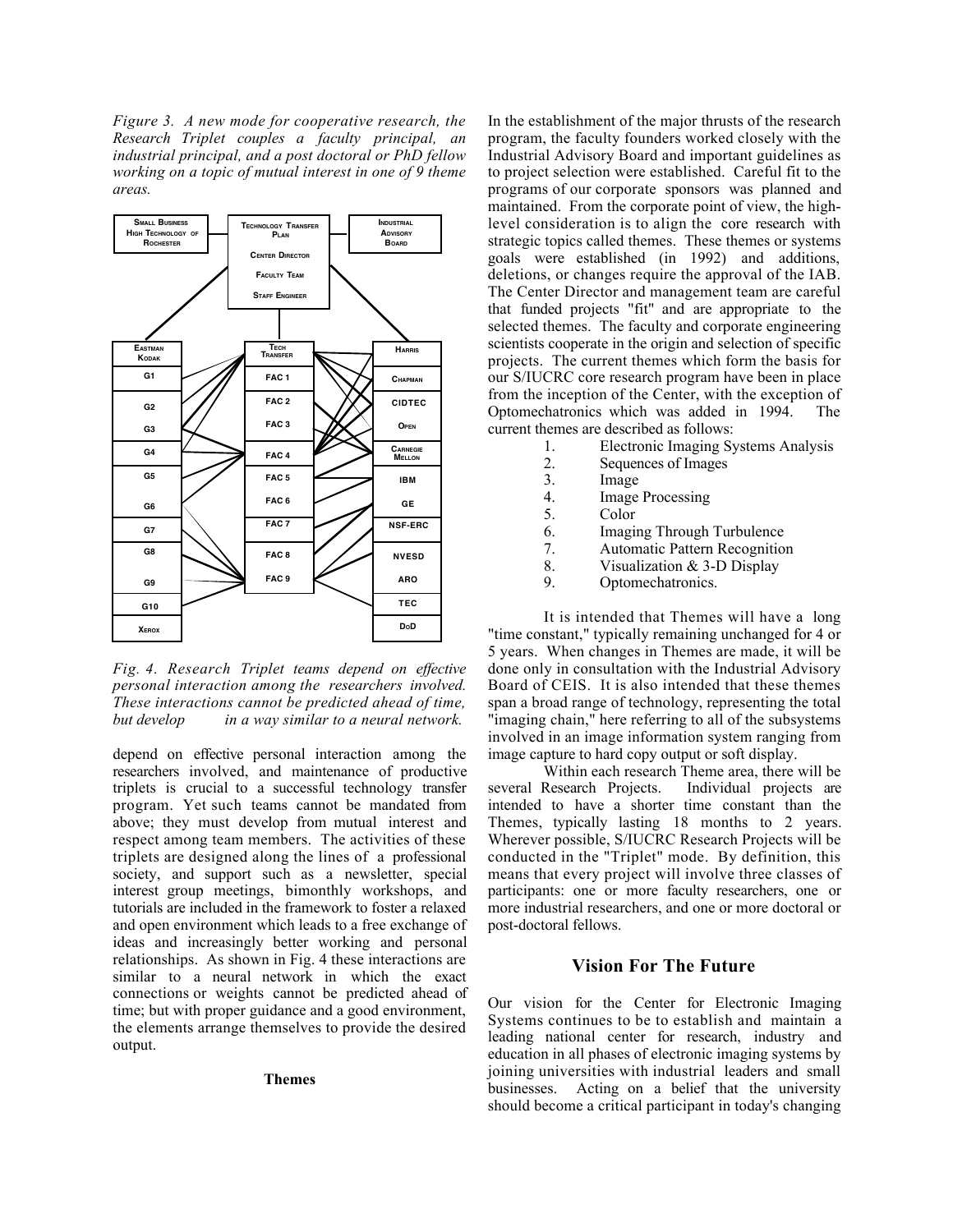*Figure 3. A new mode for cooperative research, the Research Triplet couples a faculty principal, an industrial principal, and a post doctoral or PhD fellow working on a topic of mutual interest in one of 9 theme areas.*

*Fig. 4. Research Triplet teams depend on effective personal interaction among the researchers involved. These interactions cannot be predicted ahead of time, but develop in a way similar to a neural network.*

depend on effective personal interaction among the researchers involved, and maintenance of productive triplets is crucial to a successful technology transfer program. Yet such teams cannot be mandated from above; they must develop from mutual interest and respect among team members. The activities of these triplets are designed along the lines of a professional society, and support such as a newsletter, special interest group meetings, bimonthly workshops, and tutorials are included in the framework to foster a relaxed and open environment which leads to a free exchange of ideas and increasingly better working and personal relationships. As shown in Fig. 4 these interactions are similar to a neural network in which the exact connections or weights cannot be predicted ahead of time; but with proper guidance and a good environment, the elements arrange themselves to provide the desired output.

**Themes**

In the establishment of the major thrusts of the research program, the faculty founders worked closely with the Industrial Advisory Board and important guidelines as to project selection were established. Careful fit to the programs of our corporate sponsors was planned and maintained. From the corporate point of view, the high-level consideration is to align the core research with strategic topics called themes. These themes or systems goals were established (in 1992) and additions, deletions, or changes require the approval of the IAB. The Center Director and management team are careful that funded projects "fit" and are appropriate to the selected themes. The faculty and corporate engineering scientists cooperate in the origin and selection of specific projects. The current themes which form the basis for our S/IUCRC core research program have been in place from the inception of the Center, with the exception of Optomechatronics which was added in 1994. The current themes are described as follows:

1. Electronic Imaging Systems Analysis
2. Sequences of Images
3. Image
4. Image Processing
5. Color
6. Imaging Through Turbulence
7. Automatic Pattern Recognition
8. Visualization & 3-D Display
9. Optomechatronics.

It is intended that Themes will have a long "time constant," typically remaining unchanged for 4 or 5 years. When changes in Themes are made, it will be done only in consultation with the Industrial Advisory Board of CEIS. It is also intended that these themes span a broad range of technology, representing the total "imaging chain," here referring to all of the subsystems involved in an image information system ranging from image capture to hard copy output or soft display.

Within each research Theme area, there will be several Research Projects. Individual projects are intended to have a shorter time constant than the Themes, typically lasting 18 months to 2 years. Wherever possible, S/IUCRC Research Projects will be conducted in the "Triplet" mode. By definition, this means that every project will involve three classes of participants: one or more faculty researchers, one or more industrial researchers, and one or more doctoral or post-doctoral fellows.

## Vision For The Future

Our vision for the Center for Electronic Imaging Systems continues to be to establish and maintain a leading national center for research, industry and education in all phases of electronic imaging systems by joining universities with industrial leaders and small businesses. Acting on a belief that the university should become a critical participant in today's changing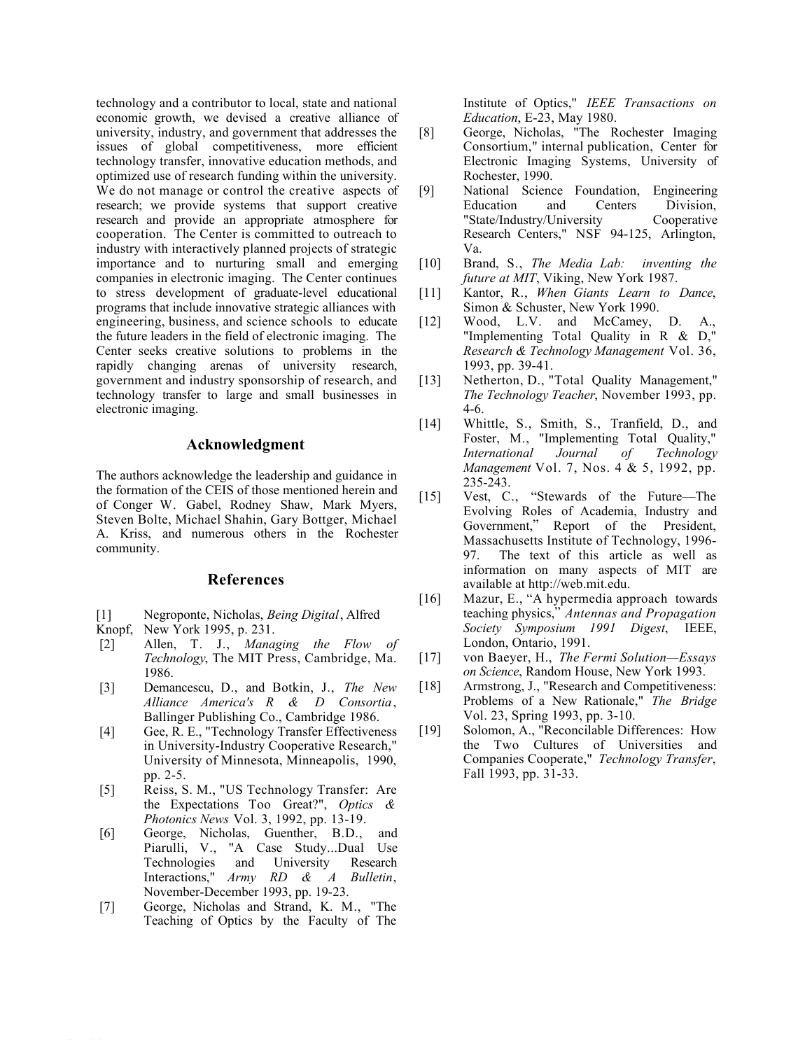technology and a contributor to local, state and national economic growth, we devised a creative alliance of university, industry, and government that addresses the issues of global competitiveness, more efficient technology transfer, innovative education methods, and optimized use of research funding within the university. We do not manage or control the creative aspects of research; we provide systems that support creative research and provide an appropriate atmosphere for cooperation. The Center is committed to outreach to industry with interactively planned projects of strategic importance and to nurturing small and emerging companies in electronic imaging. The Center continues to stress development of graduate-level educational programs that include innovative strategic alliances with engineering, business, and science schools to educate the future leaders in the field of electronic imaging. The Center seeks creative solutions to problems in the rapidly changing arenas of university research, government and industry sponsorship of research, and technology transfer to large and small businesses in electronic imaging.

## Acknowledgment

The authors acknowledge the leadership and guidance in the formation of the CEIS of those mentioned herein and of Conger W. Gabel, Rodney Shaw, Mark Myers, Steven Bolte, Michael Shahin, Gary Bottger, Michael A. Kriss, and numerous others in the Rochester community.

## References

[1] Negroponte, Nicholas, *Being Digital*, Alfred Knopf, New York 1995, p. 231.

[2] Allen, T. J., *Managing the Flow of Technology*, The MIT Press, Cambridge, Ma. 1986.

[3] Demancescu, D., and Botkin, J., *The New Alliance America's R & D Consortia*, Ballinger Publishing Co., Cambridge 1986.

[4] Gee, R. E., "Technology Transfer Effectiveness in University-Industry Cooperative Research," University of Minnesota, Minneapolis, 1990, pp. 2-5.

[5] Reiss, S. M., "US Technology Transfer: Are the Expectations Too Great?", *Optics & Photonics News* Vol. 3, 1992, pp. 13-19.

[6] George, Nicholas, Guenther, B.D., and Piarulli, V., "A Case Study...Dual Use Technologies and University Research Interactions," *Army RD & A Bulletin*, November-December 1993, pp. 19-23.

[7] George, Nicholas and Strand, K. M., "The Teaching of Optics by the Faculty of The Institute of Optics," *IEEE Transactions on Education*, E-23, May 1980.

[8] George, Nicholas, "The Rochester Imaging Consortium," internal publication, Center for Electronic Imaging Systems, University of Rochester, 1990.

[9] National Science Foundation, Engineering Education and Centers Division, "State/Industry/University Cooperative Research Centers," NSF 94-125, Arlington, Va.

[10] Brand, S., *The Media Lab: inventing the future at MIT*, Viking, New York 1987.

[11] Kantor, R., *When Giants Learn to Dance*, Simon & Schuster, New York 1990.

[12] Wood, L.V. and McCamey, D. A., "Implementing Total Quality in R & D," *Research & Technology Management* Vol. 36, 1993, pp. 39-41.

[13] Netherton, D., "Total Quality Management," *The Technology Teacher*, November 1993, pp. 4-6.

[14] Whittle, S., Smith, S., Tranfield, D., and Foster, M., "Implementing Total Quality," *International Journal of Technology Management* Vol. 7, Nos. 4 & 5, 1992, pp. 235-243.

[15] Vest, C., "Stewards of the Future—The Evolving Roles of Academia, Industry and Government," Report of the President, Massachusetts Institute of Technology, 1996-97. The text of this article as well as information on many aspects of MIT are available at http://web.mit.edu.

[16] Mazur, E., "A hypermedia approach towards teaching physics," *Antennas and Propagation Society Symposium 1991 Digest*, IEEE, London, Ontario, 1991.

[17] von Baeyer, H., *The Fermi Solution—Essays on Science*, Random House, New York 1993.

[18] Armstrong, J., "Research and Competitiveness: Problems of a New Rationale," *The Bridge* Vol. 23, Spring 1993, pp. 3-10.

[19] Solomon, A., "Reconcilable Differences: How the Two Cultures of Universities and Companies Cooperate," *Technology Transfer*, Fall 1993, pp. 31-33.